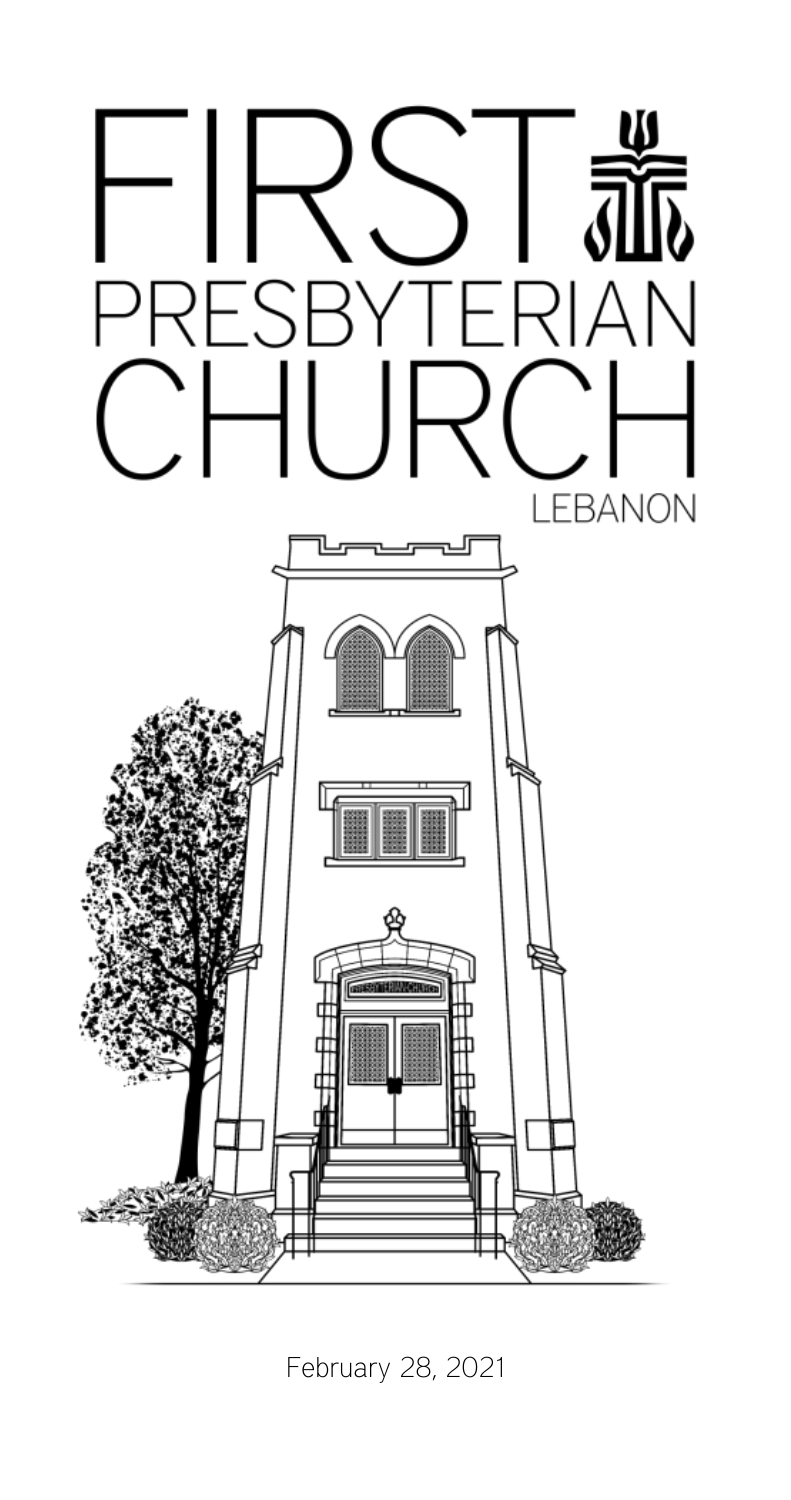# FIRST PRESBYTERIAN CHURCH

LEBANON

February 28, 2021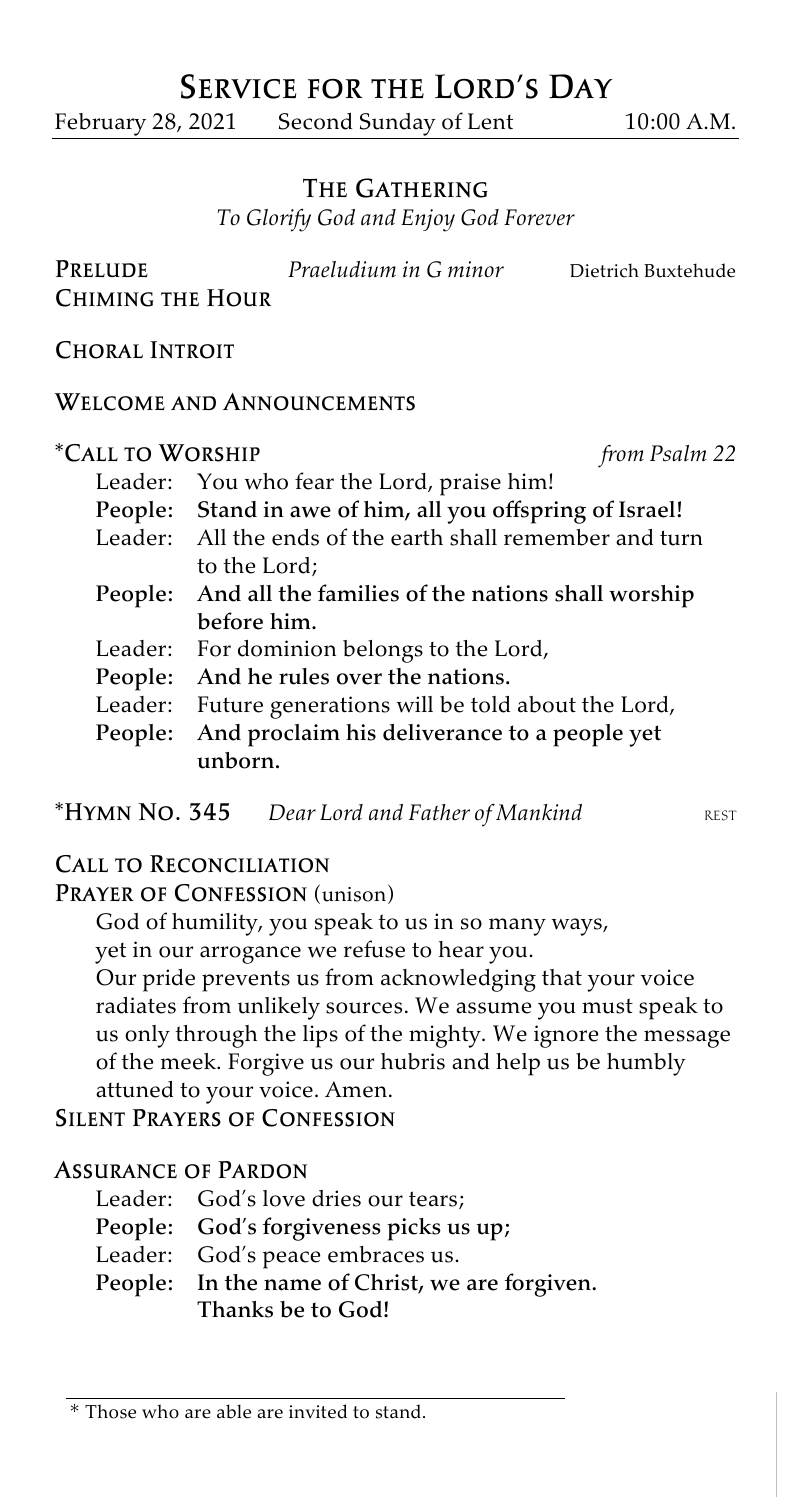# Service for the Lord's Day

February 28, 2021 Second Sunday of Lent 10:00 A.M.

## The Gathering

*To Glorify God and Enjoy God Forever*

**Prelude** *Praeludium in G minor* Dietrich Buxtehude

**Chiming the Hour**

**Choral Introit**

**Welcome and Announcements**

**\*Call to Worship** *from Psalm 22*

Leader: You who fear the Lord, praise him!
**People: Stand in awe of him, all you offspring of Israel!**
Leader: All the ends of the earth shall remember and turn to the Lord;
**People: And all the families of the nations shall worship before him.**
Leader: For dominion belongs to the Lord,
**People: And he rules over the nations.**
Leader: Future generations will be told about the Lord,
**People: And proclaim his deliverance to a people yet unborn.**

**\*Hymn No. 345** *Dear Lord and Father of Mankind* REST

**Call to Reconciliation**

**Prayer of Confession** (unison)

God of humility, you speak to us in so many ways,
yet in our arrogance we refuse to hear you.
Our pride prevents us from acknowledging that your voice radiates from unlikely sources. We assume you must speak to us only through the lips of the mighty. We ignore the message of the meek. Forgive us our hubris and help us be humbly attuned to your voice. Amen.

**Silent Prayers of Confession**

**Assurance of Pardon**

Leader: God's love dries our tears;
**People: God's forgiveness picks us up;**
Leader: God's peace embraces us.
**People: In the name of Christ, we are forgiven. Thanks be to God!**

\* Those who are able are invited to stand.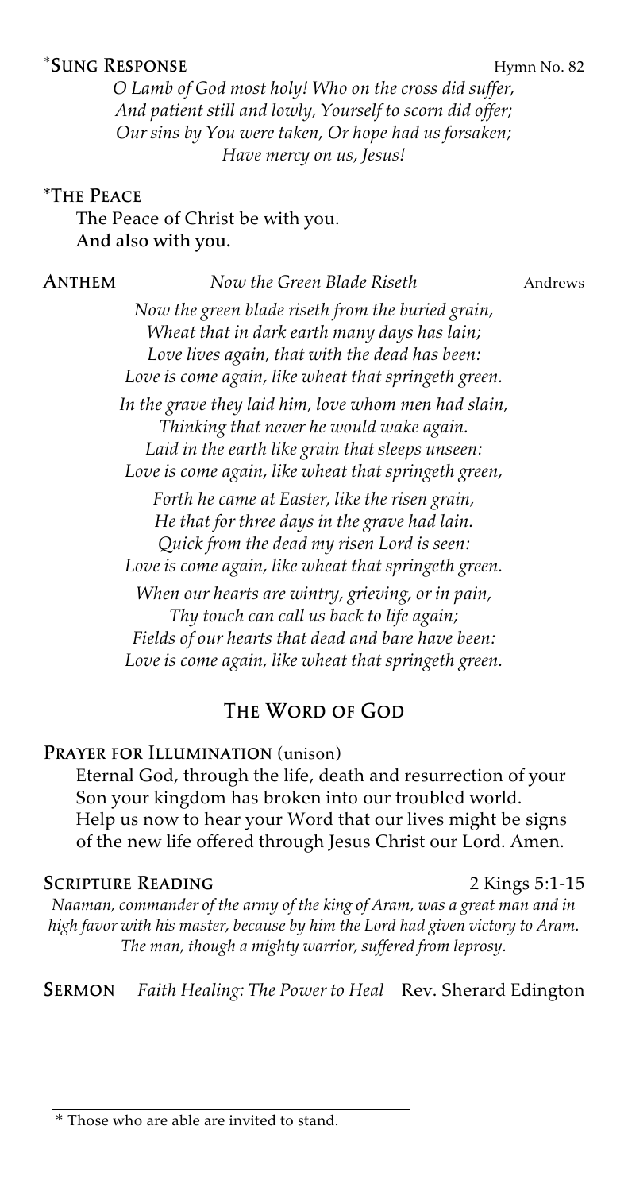**\*Sung Response** Hymn No. 82

*O Lamb of God most holy! Who on the cross did suffer,*
*And patient still and lowly, Yourself to scorn did offer;*
*Our sins by You were taken, Or hope had us forsaken;*
*Have mercy on us, Jesus!*

**\*The Peace**

The Peace of Christ be with you.
**And also with you.**

**Anthem** *Now the Green Blade Riseth* Andrews

*Now the green blade riseth from the buried grain,*
*Wheat that in dark earth many days has lain;*
*Love lives again, that with the dead has been:*
*Love is come again, like wheat that springeth green.*

*In the grave they laid him, love whom men had slain,*
*Thinking that never he would wake again.*
*Laid in the earth like grain that sleeps unseen:*
*Love is come again, like wheat that springeth green,*

*Forth he came at Easter, like the risen grain,*
*He that for three days in the grave had lain.*
*Quick from the dead my risen Lord is seen:*
*Love is come again, like wheat that springeth green.*

*When our hearts are wintry, grieving, or in pain,*
*Thy touch can call us back to life again;*
*Fields of our hearts that dead and bare have been:*
*Love is come again, like wheat that springeth green.*

## The Word of God

**Prayer for Illumination** (unison)

Eternal God, through the life, death and resurrection of your Son your kingdom has broken into our troubled world. Help us now to hear your Word that our lives might be signs of the new life offered through Jesus Christ our Lord. Amen.

**Scripture Reading** 2 Kings 5:1-15

*Naaman, commander of the army of the king of Aram, was a great man and in high favor with his master, because by him the Lord had given victory to Aram. The man, though a mighty warrior, suffered from leprosy.*

**Sermon** *Faith Healing: The Power to Heal* Rev. Sherard Edington

\* Those who are able are invited to stand.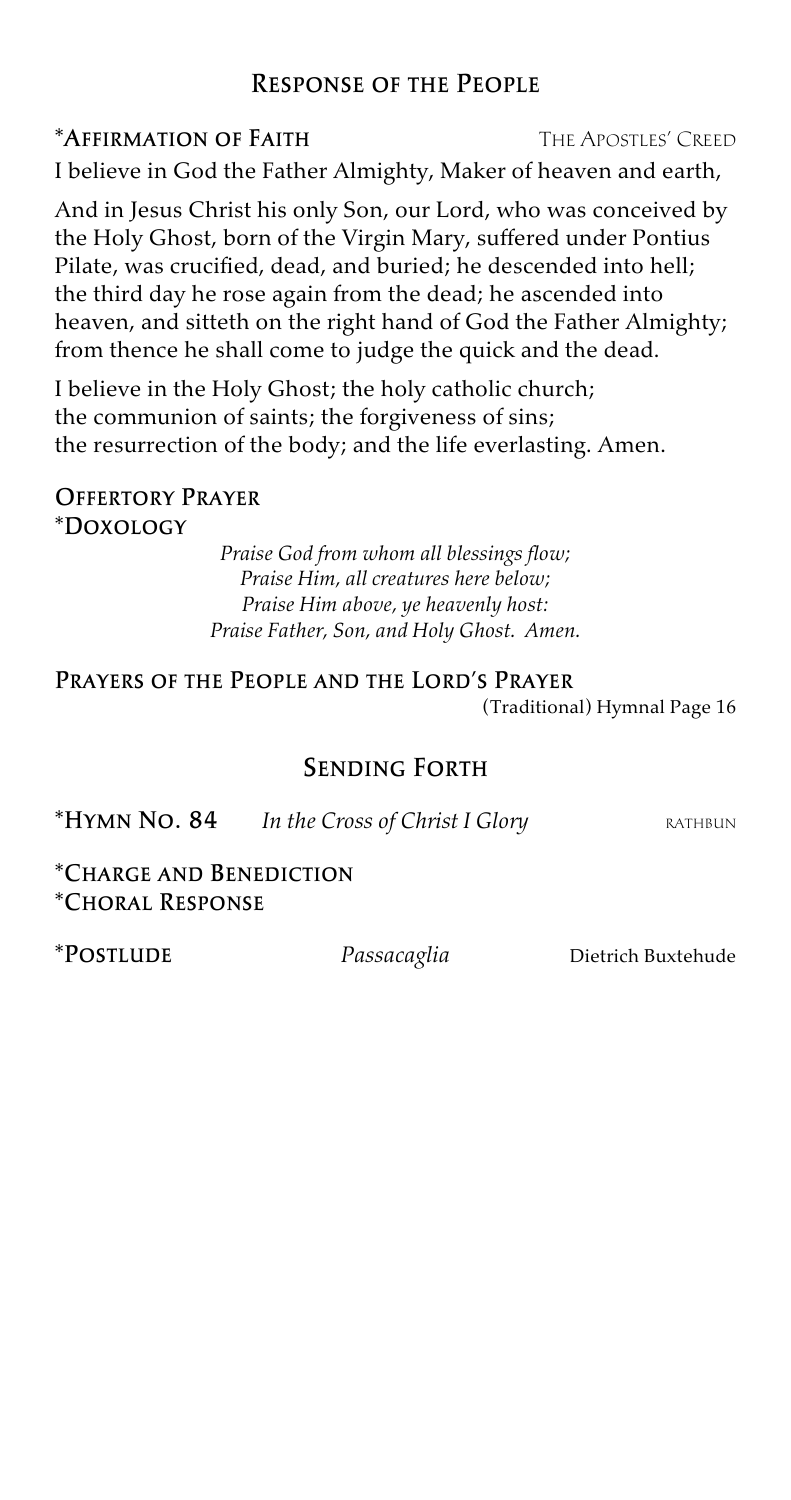## Response of the People

**\*Affirmation of Faith** The Apostles' Creed

I believe in God the Father Almighty, Maker of heaven and earth,

And in Jesus Christ his only Son, our Lord, who was conceived by the Holy Ghost, born of the Virgin Mary, suffered under Pontius Pilate, was crucified, dead, and buried; he descended into hell; the third day he rose again from the dead; he ascended into heaven, and sitteth on the right hand of God the Father Almighty; from thence he shall come to judge the quick and the dead.

I believe in the Holy Ghost; the holy catholic church;
the communion of saints; the forgiveness of sins;
the resurrection of the body; and the life everlasting. Amen.

**Offertory Prayer**

**\*Doxology**

*Praise God from whom all blessings flow;*
*Praise Him, all creatures here below;*
*Praise Him above, ye heavenly host:*
*Praise Father, Son, and Holy Ghost. Amen.*

**Prayers of the People and the Lord's Prayer**
(Traditional) Hymnal Page 16

## Sending Forth

**\*Hymn No. 84** *In the Cross of Christ I Glory* RATHBUN

**\*Charge and Benediction**

**\*Choral Response**

**\*Postlude** *Passacaglia* Dietrich Buxtehude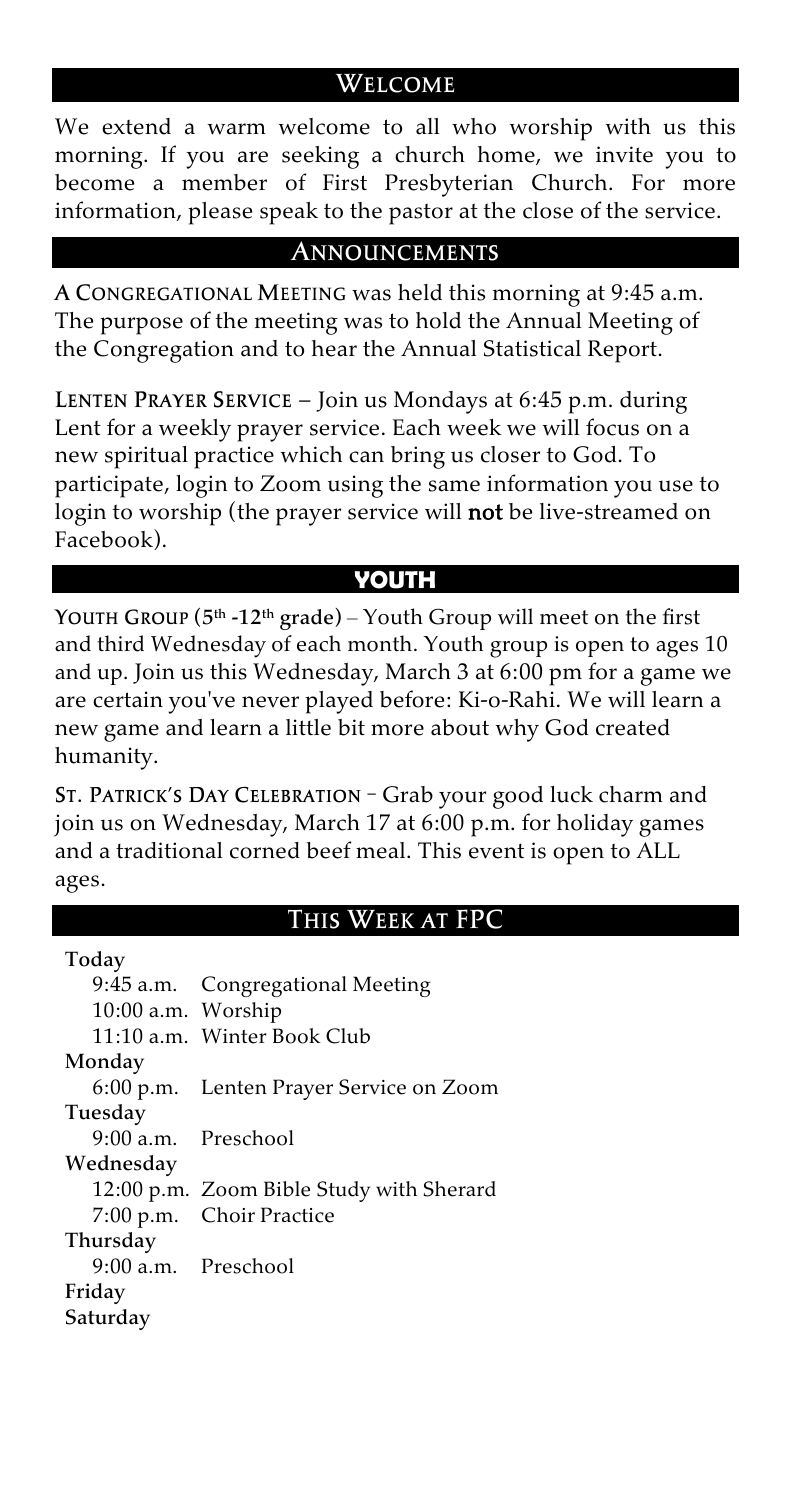## Welcome

We extend a warm welcome to all who worship with us this morning. If you are seeking a church home, we invite you to become a member of First Presbyterian Church. For more information, please speak to the pastor at the close of the service.

## Announcements

**A Congregational Meeting** was held this morning at 9:45 a.m. The purpose of the meeting was to hold the Annual Meeting of the Congregation and to hear the Annual Statistical Report.

**Lenten Prayer Service** – Join us Mondays at 6:45 p.m. during Lent for a weekly prayer service. Each week we will focus on a new spiritual practice which can bring us closer to God. To participate, login to Zoom using the same information you use to login to worship (the prayer service will **not** be live-streamed on Facebook).

## YOUTH

**Youth Group (5th -12th grade)** – Youth Group will meet on the first and third Wednesday of each month. Youth group is open to ages 10 and up. Join us this Wednesday, March 3 at 6:00 pm for a game we are certain you've never played before: Ki-o-Rahi. We will learn a new game and learn a little bit more about why God created humanity.

**St. Patrick's Day Celebration** – Grab your good luck charm and join us on Wednesday, March 17 at 6:00 p.m. for holiday games and a traditional corned beef meal. This event is open to ALL ages.

## This Week at FPC

**Today**
- 9:45 a.m. Congregational Meeting
- 10:00 a.m. Worship
- 11:10 a.m. Winter Book Club

**Monday**
- 6:00 p.m. Lenten Prayer Service on Zoom

**Tuesday**
- 9:00 a.m. Preschool

**Wednesday**
- 12:00 p.m. Zoom Bible Study with Sherard
- 7:00 p.m. Choir Practice

**Thursday**
- 9:00 a.m. Preschool

**Friday**

**Saturday**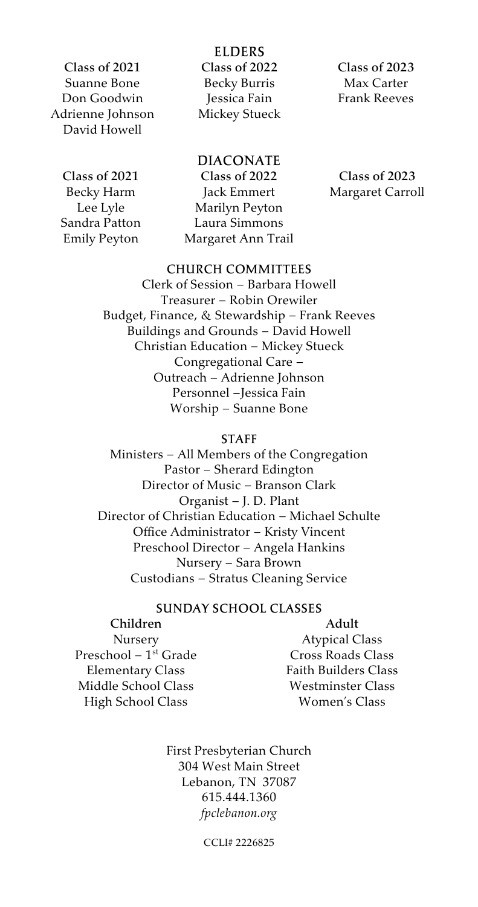## ELDERS

| Class of 2021 | Class of 2022 | Class of 2023 |
| --- | --- | --- |
| Suanne Bone | Becky Burris | Max Carter |
| Don Goodwin | Jessica Fain | Frank Reeves |
| Adrienne Johnson | Mickey Stueck | |
| David Howell | | |

## DIACONATE

| Class of 2021 | Class of 2022 | Class of 2023 |
| --- | --- | --- |
| Becky Harm | Jack Emmert | Margaret Carroll |
| Lee Lyle | Marilyn Peyton | |
| Sandra Patton | Laura Simmons | |
| Emily Peyton | Margaret Ann Trail | |

## CHURCH COMMITTEES

Clerk of Session – Barbara Howell
Treasurer – Robin Orewiler
Budget, Finance, & Stewardship – Frank Reeves
Buildings and Grounds – David Howell
Christian Education – Mickey Stueck
Congregational Care –
Outreach – Adrienne Johnson
Personnel –Jessica Fain
Worship – Suanne Bone

## STAFF

Ministers – All Members of the Congregation
Pastor – Sherard Edington
Director of Music – Branson Clark
Organist – J. D. Plant
Director of Christian Education – Michael Schulte
Office Administrator – Kristy Vincent
Preschool Director – Angela Hankins
Nursery – Sara Brown
Custodians – Stratus Cleaning Service

## SUNDAY SCHOOL CLASSES

| Children | Adult |
| --- | --- |
| Nursery | Atypical Class |
| Preschool – 1st Grade | Cross Roads Class |
| Elementary Class | Faith Builders Class |
| Middle School Class | Westminster Class |
| High School Class | Women's Class |

First Presbyterian Church
304 West Main Street
Lebanon, TN 37087
615.444.1360
*fpclebanon.org*

CCLI# 2226825